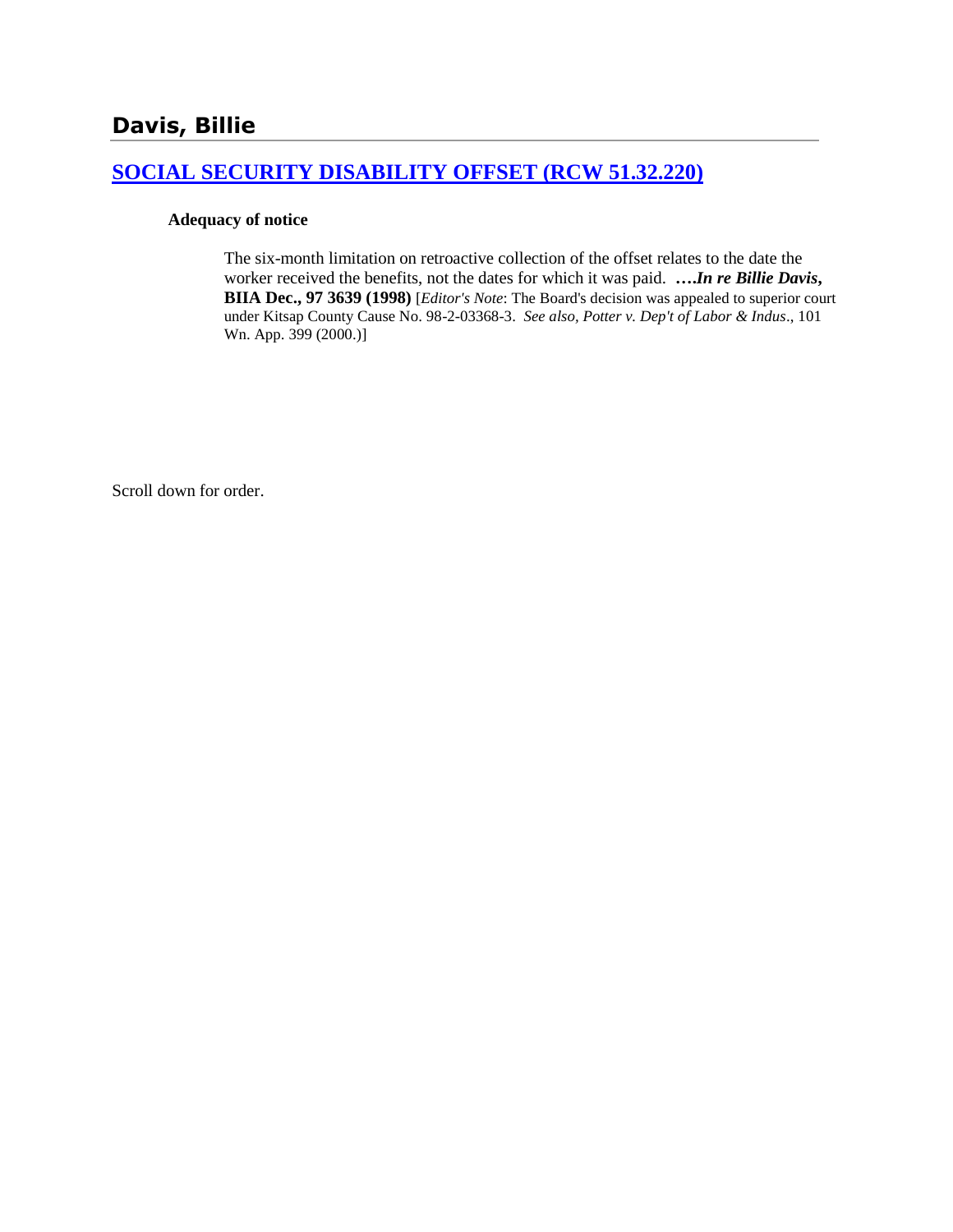# Davis, Billie

## [SOCIAL SECURITY DISABILITY OFFSET (RCW 51.32.220)]

**Adequacy of notice**

The six-month limitation on retroactive collection of the offset relates to the date the worker received the benefits, not the dates for which it was paid. ****….In re Billie Davis*, BIIA Dec., 97 3639 (1998)** [*Editor's Note*: The Board's decision was appealed to superior court under Kitsap County Cause No. 98-2-03368-3. *See also, Potter v. Dep't of Labor & Indus*., 101 Wn. App. 399 (2000).]

Scroll down for order.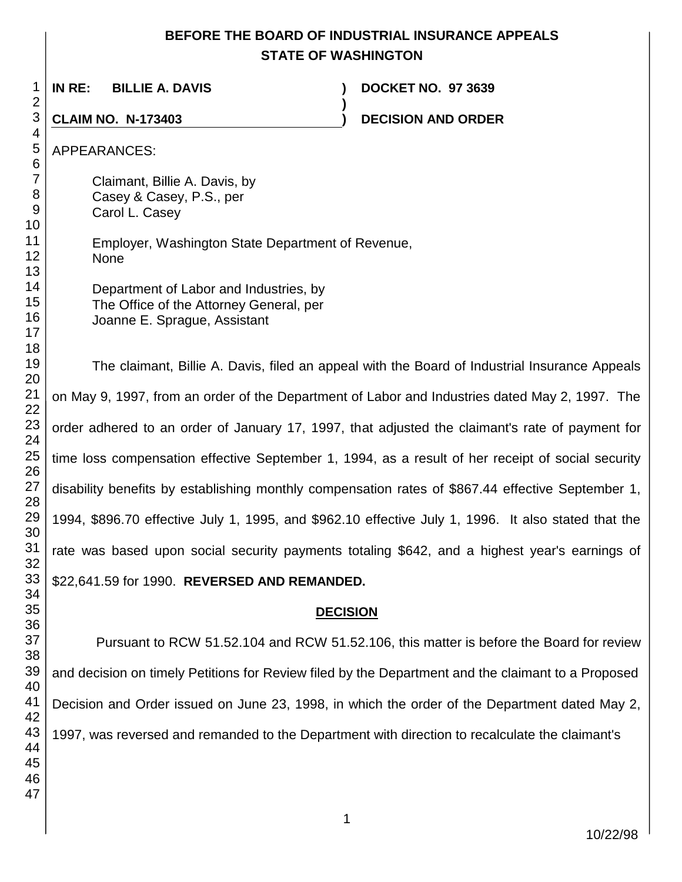# BEFORE THE BOARD OF INDUSTRIAL INSURANCE APPEALS
## STATE OF WASHINGTON

**IN RE: BILLIE A. DAVIS** ) **DOCKET NO. 97 3639**

**CLAIM NO. N-173403** ) **DECISION AND ORDER**

APPEARANCES:

Claimant, Billie A. Davis, by
Casey & Casey, P.S., per
Carol L. Casey

Employer, Washington State Department of Revenue,
None

Department of Labor and Industries, by
The Office of the Attorney General, per
Joanne E. Sprague, Assistant

The claimant, Billie A. Davis, filed an appeal with the Board of Industrial Insurance Appeals on May 9, 1997, from an order of the Department of Labor and Industries dated May 2, 1997. The order adhered to an order of January 17, 1997, that adjusted the claimant's rate of payment for time loss compensation effective September 1, 1994, as a result of her receipt of social security disability benefits by establishing monthly compensation rates of $867.44 effective September 1, 1994, $896.70 effective July 1, 1995, and $962.10 effective July 1, 1996. It also stated that the rate was based upon social security payments totaling $642, and a highest year's earnings of $22,641.59 for 1990. **REVERSED AND REMANDED.**

## DECISION

Pursuant to RCW 51.52.104 and RCW 51.52.106, this matter is before the Board for review and decision on timely Petitions for Review filed by the Department and the claimant to a Proposed Decision and Order issued on June 23, 1998, in which the order of the Department dated May 2, 1997, was reversed and remanded to the Department with direction to recalculate the claimant's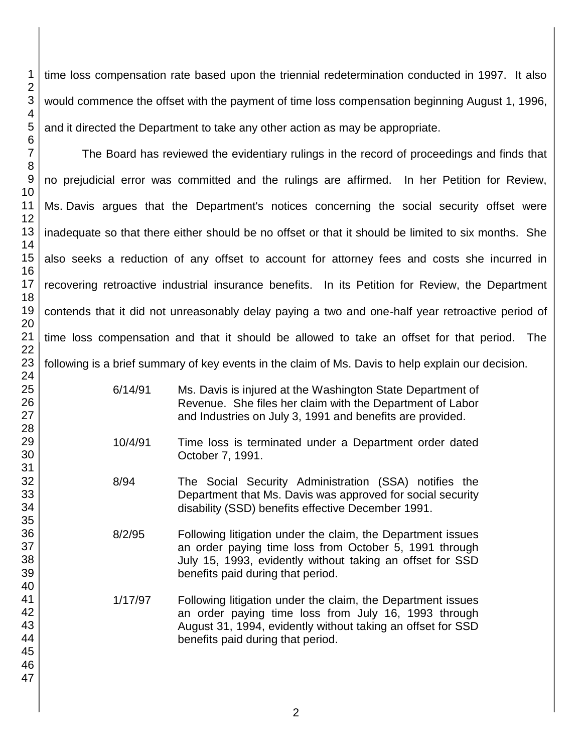time loss compensation rate based upon the triennial redetermination conducted in 1997. It also would commence the offset with the payment of time loss compensation beginning August 1, 1996, and it directed the Department to take any other action as may be appropriate.

The Board has reviewed the evidentiary rulings in the record of proceedings and finds that no prejudicial error was committed and the rulings are affirmed. In her Petition for Review, Ms. Davis argues that the Department's notices concerning the social security offset were inadequate so that there either should be no offset or that it should be limited to six months. She also seeks a reduction of any offset to account for attorney fees and costs she incurred in recovering retroactive industrial insurance benefits. In its Petition for Review, the Department contends that it did not unreasonably delay paying a two and one-half year retroactive period of time loss compensation and that it should be allowed to take an offset for that period. The following is a brief summary of key events in the claim of Ms. Davis to help explain our decision.

| | |
|---|---|
| 6/14/91 | Ms. Davis is injured at the Washington State Department of Revenue. She files her claim with the Department of Labor and Industries on July 3, 1991 and benefits are provided. |
| 10/4/91 | Time loss is terminated under a Department order dated October 7, 1991. |
| 8/94 | The Social Security Administration (SSA) notifies the Department that Ms. Davis was approved for social security disability (SSD) benefits effective December 1991. |
| 8/2/95 | Following litigation under the claim, the Department issues an order paying time loss from October 5, 1991 through July 15, 1993, evidently without taking an offset for SSD benefits paid during that period. |
| 1/17/97 | Following litigation under the claim, the Department issues an order paying time loss from July 16, 1993 through August 31, 1994, evidently without taking an offset for SSD benefits paid during that period. |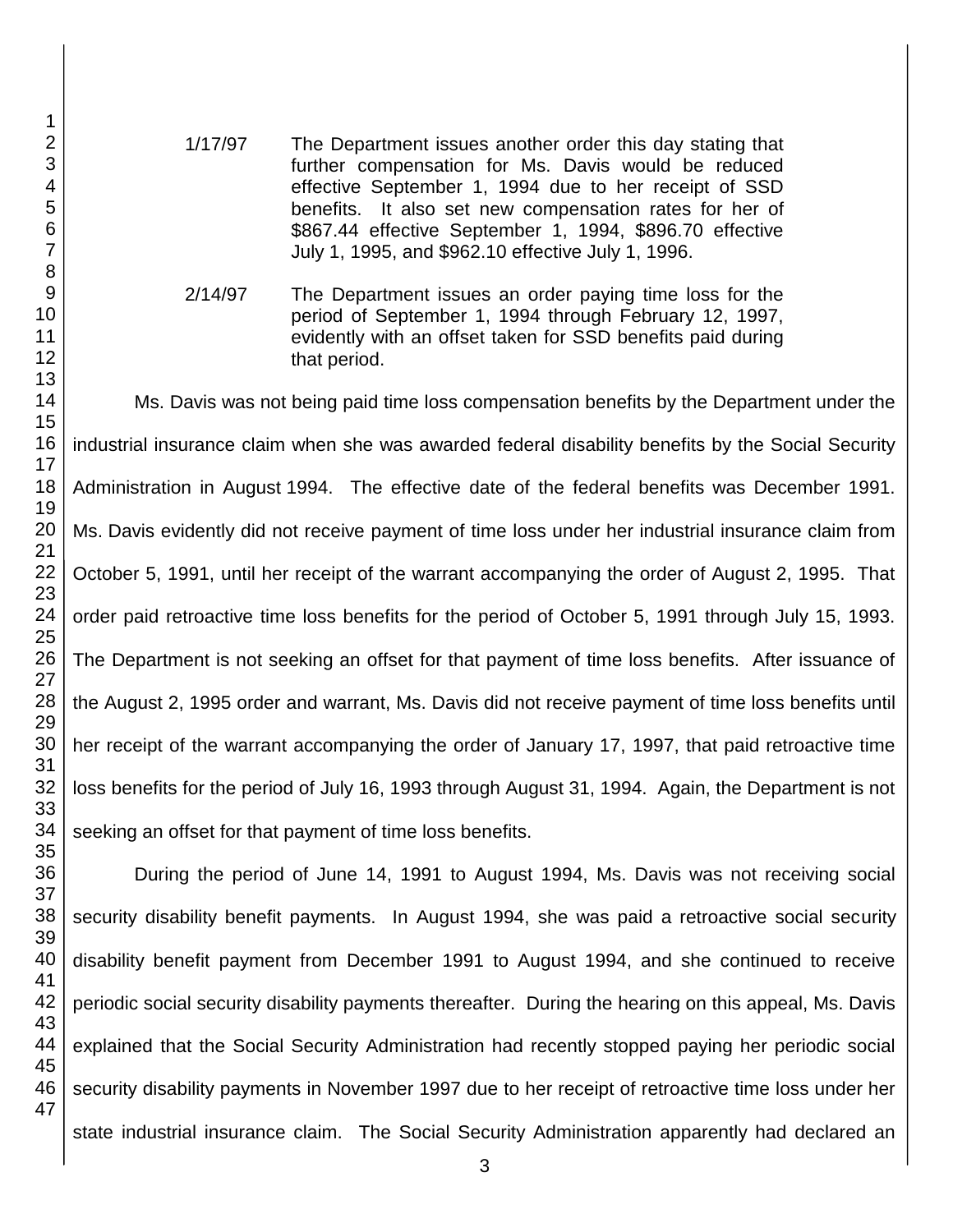1/17/97 The Department issues another order this day stating that further compensation for Ms. Davis would be reduced effective September 1, 1994 due to her receipt of SSD benefits. It also set new compensation rates for her of $867.44 effective September 1, 1994, $896.70 effective July 1, 1995, and $962.10 effective July 1, 1996.

2/14/97 The Department issues an order paying time loss for the period of September 1, 1994 through February 12, 1997, evidently with an offset taken for SSD benefits paid during that period.

Ms. Davis was not being paid time loss compensation benefits by the Department under the industrial insurance claim when she was awarded federal disability benefits by the Social Security Administration in August 1994. The effective date of the federal benefits was December 1991. Ms. Davis evidently did not receive payment of time loss under her industrial insurance claim from October 5, 1991, until her receipt of the warrant accompanying the order of August 2, 1995. That order paid retroactive time loss benefits for the period of October 5, 1991 through July 15, 1993. The Department is not seeking an offset for that payment of time loss benefits. After issuance of the August 2, 1995 order and warrant, Ms. Davis did not receive payment of time loss benefits until her receipt of the warrant accompanying the order of January 17, 1997, that paid retroactive time loss benefits for the period of July 16, 1993 through August 31, 1994. Again, the Department is not seeking an offset for that payment of time loss benefits.

During the period of June 14, 1991 to August 1994, Ms. Davis was not receiving social security disability benefit payments. In August 1994, she was paid a retroactive social security disability benefit payment from December 1991 to August 1994, and she continued to receive periodic social security disability payments thereafter. During the hearing on this appeal, Ms. Davis explained that the Social Security Administration had recently stopped paying her periodic social security disability payments in November 1997 due to her receipt of retroactive time loss under her state industrial insurance claim. The Social Security Administration apparently had declared an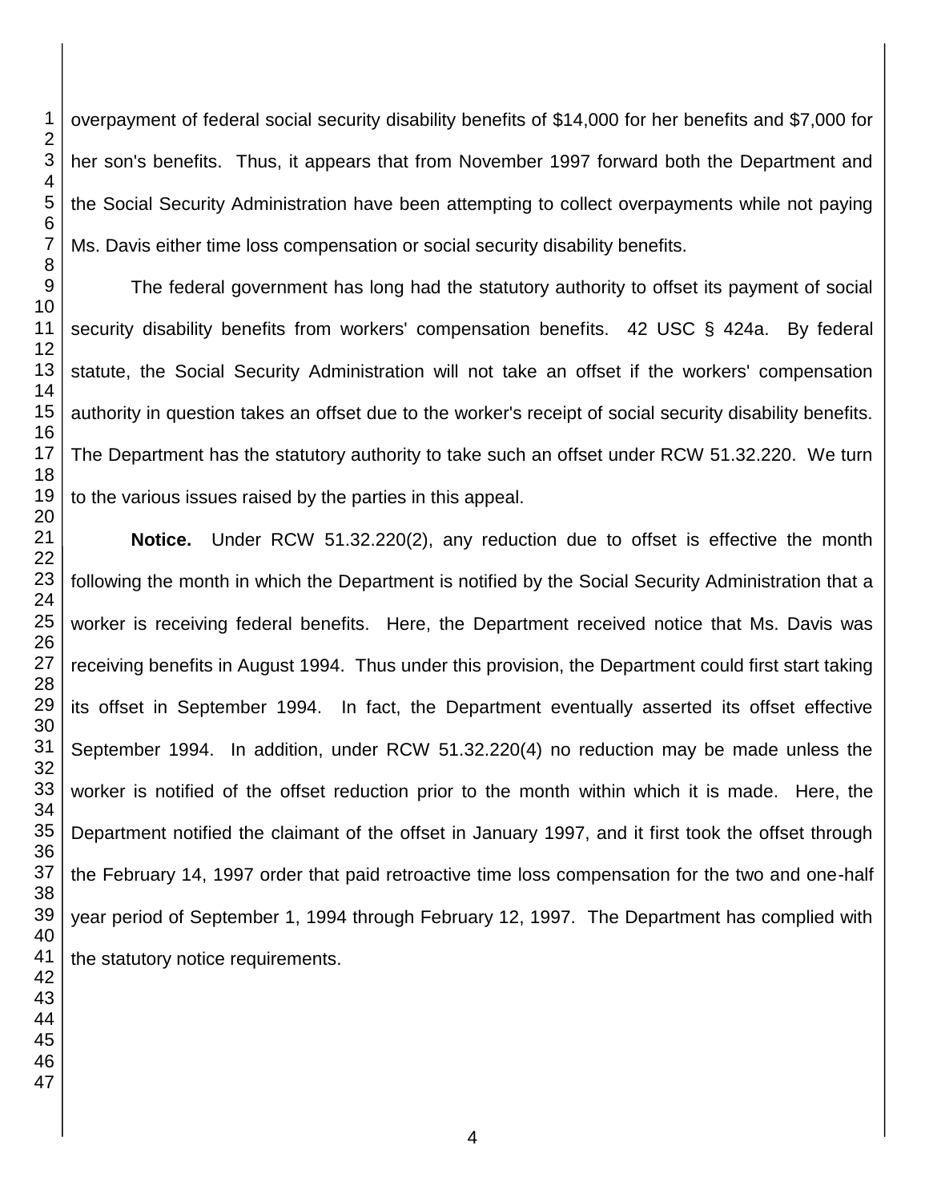overpayment of federal social security disability benefits of $14,000 for her benefits and $7,000 for her son's benefits. Thus, it appears that from November 1997 forward both the Department and the Social Security Administration have been attempting to collect overpayments while not paying Ms. Davis either time loss compensation or social security disability benefits.

The federal government has long had the statutory authority to offset its payment of social security disability benefits from workers' compensation benefits. 42 USC § 424a. By federal statute, the Social Security Administration will not take an offset if the workers' compensation authority in question takes an offset due to the worker's receipt of social security disability benefits. The Department has the statutory authority to take such an offset under RCW 51.32.220. We turn to the various issues raised by the parties in this appeal.

**Notice.** Under RCW 51.32.220(2), any reduction due to offset is effective the month following the month in which the Department is notified by the Social Security Administration that a worker is receiving federal benefits. Here, the Department received notice that Ms. Davis was receiving benefits in August 1994. Thus under this provision, the Department could first start taking its offset in September 1994. In fact, the Department eventually asserted its offset effective September 1994. In addition, under RCW 51.32.220(4) no reduction may be made unless the worker is notified of the offset reduction prior to the month within which it is made. Here, the Department notified the claimant of the offset in January 1997, and it first took the offset through the February 14, 1997 order that paid retroactive time loss compensation for the two and one-half year period of September 1, 1994 through February 12, 1997. The Department has complied with the statutory notice requirements.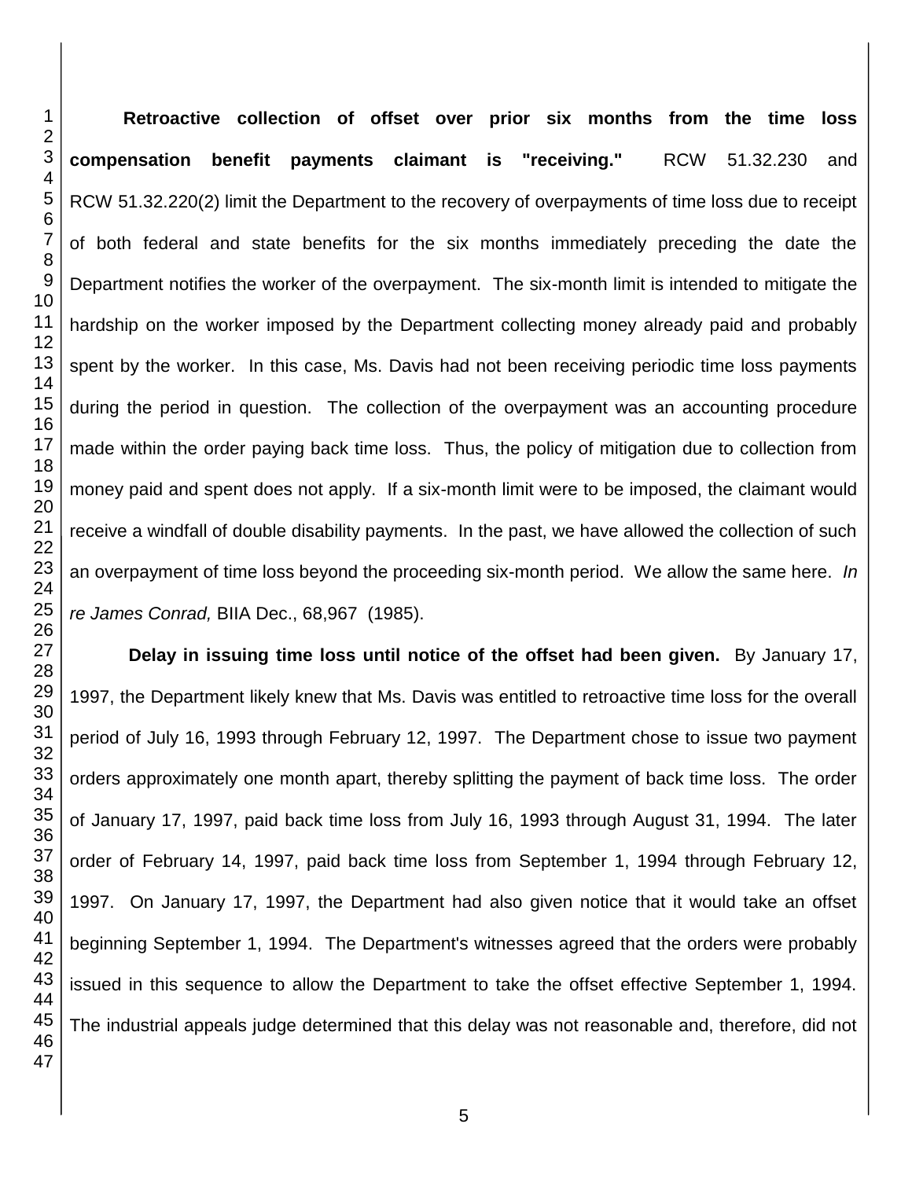**Retroactive collection of offset over prior six months from the time loss compensation benefit payments claimant is "receiving."** RCW 51.32.230 and RCW 51.32.220(2) limit the Department to the recovery of overpayments of time loss due to receipt of both federal and state benefits for the six months immediately preceding the date the Department notifies the worker of the overpayment. The six-month limit is intended to mitigate the hardship on the worker imposed by the Department collecting money already paid and probably spent by the worker. In this case, Ms. Davis had not been receiving periodic time loss payments during the period in question. The collection of the overpayment was an accounting procedure made within the order paying back time loss. Thus, the policy of mitigation due to collection from money paid and spent does not apply. If a six-month limit were to be imposed, the claimant would receive a windfall of double disability payments. In the past, we have allowed the collection of such an overpayment of time loss beyond the proceeding six-month period. We allow the same here. *In re James Conrad,* BIIA Dec., 68,967 (1985).

**Delay in issuing time loss until notice of the offset had been given.** By January 17, 1997, the Department likely knew that Ms. Davis was entitled to retroactive time loss for the overall period of July 16, 1993 through February 12, 1997. The Department chose to issue two payment orders approximately one month apart, thereby splitting the payment of back time loss. The order of January 17, 1997, paid back time loss from July 16, 1993 through August 31, 1994. The later order of February 14, 1997, paid back time loss from September 1, 1994 through February 12, 1997. On January 17, 1997, the Department had also given notice that it would take an offset beginning September 1, 1994. The Department's witnesses agreed that the orders were probably issued in this sequence to allow the Department to take the offset effective September 1, 1994. The industrial appeals judge determined that this delay was not reasonable and, therefore, did not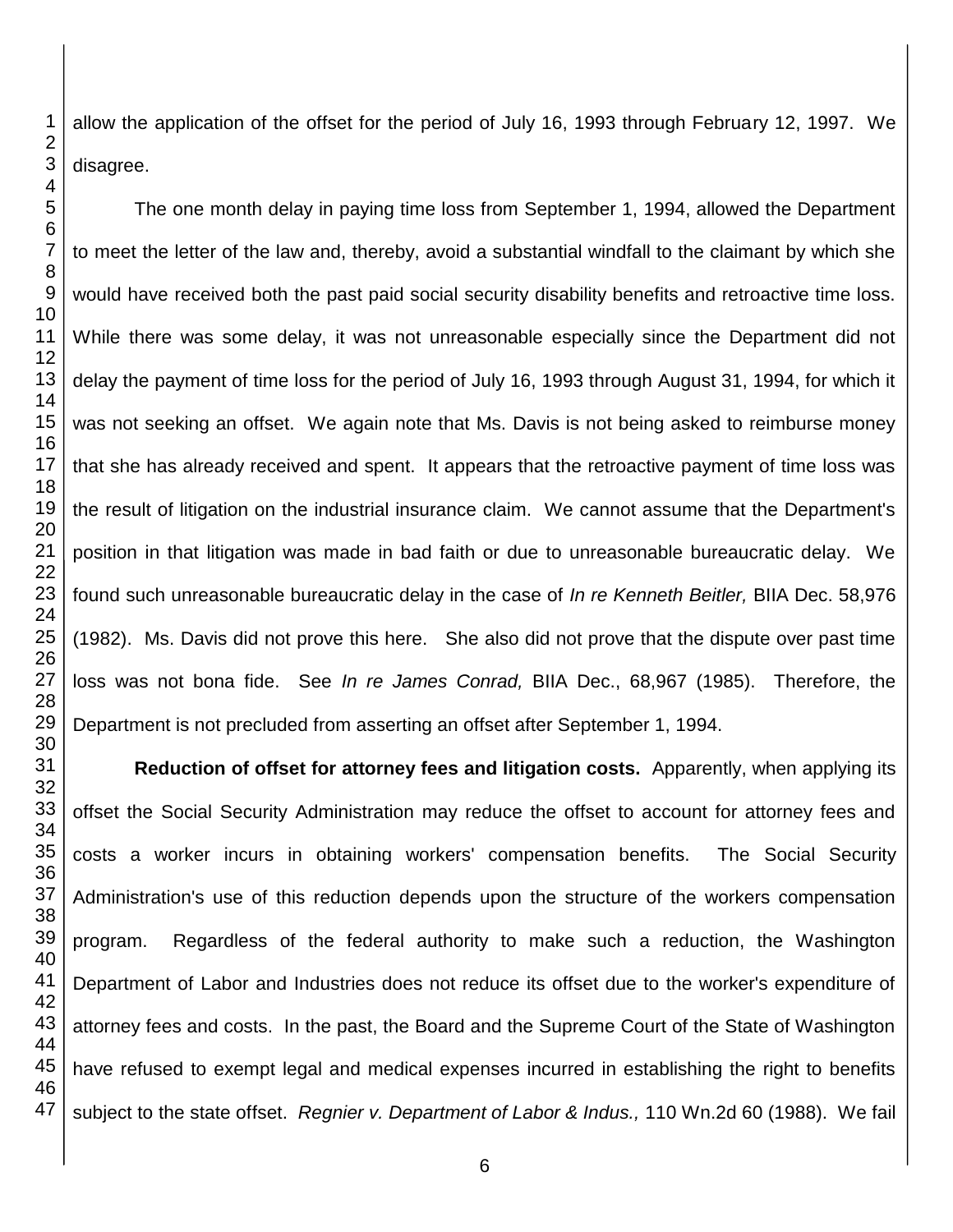allow the application of the offset for the period of July 16, 1993 through February 12, 1997. We disagree.

The one month delay in paying time loss from September 1, 1994, allowed the Department to meet the letter of the law and, thereby, avoid a substantial windfall to the claimant by which she would have received both the past paid social security disability benefits and retroactive time loss. While there was some delay, it was not unreasonable especially since the Department did not delay the payment of time loss for the period of July 16, 1993 through August 31, 1994, for which it was not seeking an offset. We again note that Ms. Davis is not being asked to reimburse money that she has already received and spent. It appears that the retroactive payment of time loss was the result of litigation on the industrial insurance claim. We cannot assume that the Department's position in that litigation was made in bad faith or due to unreasonable bureaucratic delay. We found such unreasonable bureaucratic delay in the case of *In re Kenneth Beitler,* BIIA Dec. 58,976 (1982). Ms. Davis did not prove this here. She also did not prove that the dispute over past time loss was not bona fide. See *In re James Conrad,* BIIA Dec., 68,967 (1985). Therefore, the Department is not precluded from asserting an offset after September 1, 1994.

**Reduction of offset for attorney fees and litigation costs.** Apparently, when applying its offset the Social Security Administration may reduce the offset to account for attorney fees and costs a worker incurs in obtaining workers' compensation benefits. The Social Security Administration's use of this reduction depends upon the structure of the workers compensation program. Regardless of the federal authority to make such a reduction, the Washington Department of Labor and Industries does not reduce its offset due to the worker's expenditure of attorney fees and costs. In the past, the Board and the Supreme Court of the State of Washington have refused to exempt legal and medical expenses incurred in establishing the right to benefits subject to the state offset. *Regnier v. Department of Labor & Indus.,* 110 Wn.2d 60 (1988). We fail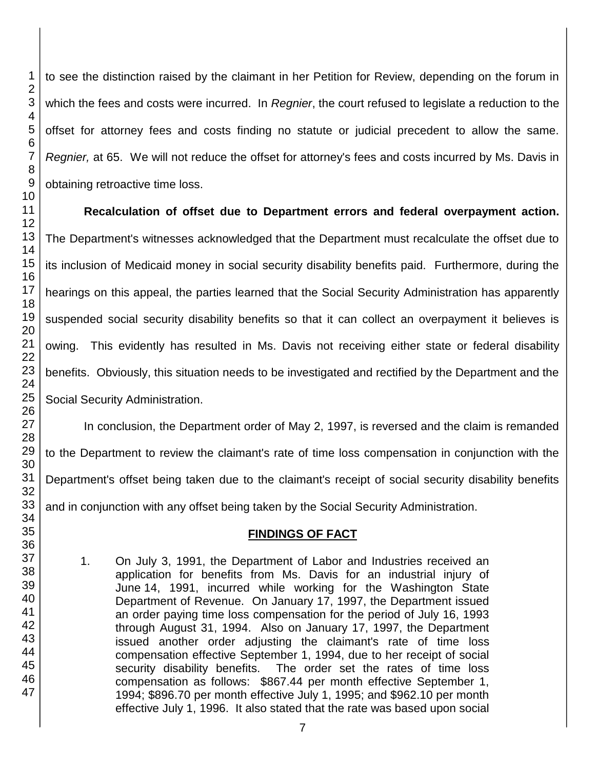to see the distinction raised by the claimant in her Petition for Review, depending on the forum in which the fees and costs were incurred. In *Regnier*, the court refused to legislate a reduction to the offset for attorney fees and costs finding no statute or judicial precedent to allow the same. *Regnier,* at 65. We will not reduce the offset for attorney's fees and costs incurred by Ms. Davis in obtaining retroactive time loss.

**Recalculation of offset due to Department errors and federal overpayment action.** The Department's witnesses acknowledged that the Department must recalculate the offset due to its inclusion of Medicaid money in social security disability benefits paid. Furthermore, during the hearings on this appeal, the parties learned that the Social Security Administration has apparently suspended social security disability benefits so that it can collect an overpayment it believes is owing. This evidently has resulted in Ms. Davis not receiving either state or federal disability benefits. Obviously, this situation needs to be investigated and rectified by the Department and the Social Security Administration.

In conclusion, the Department order of May 2, 1997, is reversed and the claim is remanded to the Department to review the claimant's rate of time loss compensation in conjunction with the Department's offset being taken due to the claimant's receipt of social security disability benefits and in conjunction with any offset being taken by the Social Security Administration.

## FINDINGS OF FACT

1. On July 3, 1991, the Department of Labor and Industries received an application for benefits from Ms. Davis for an industrial injury of June 14, 1991, incurred while working for the Washington State Department of Revenue. On January 17, 1997, the Department issued an order paying time loss compensation for the period of July 16, 1993 through August 31, 1994. Also on January 17, 1997, the Department issued another order adjusting the claimant's rate of time loss compensation effective September 1, 1994, due to her receipt of social security disability benefits. The order set the rates of time loss compensation as follows: $867.44 per month effective September 1, 1994; $896.70 per month effective July 1, 1995; and $962.10 per month effective July 1, 1996. It also stated that the rate was based upon social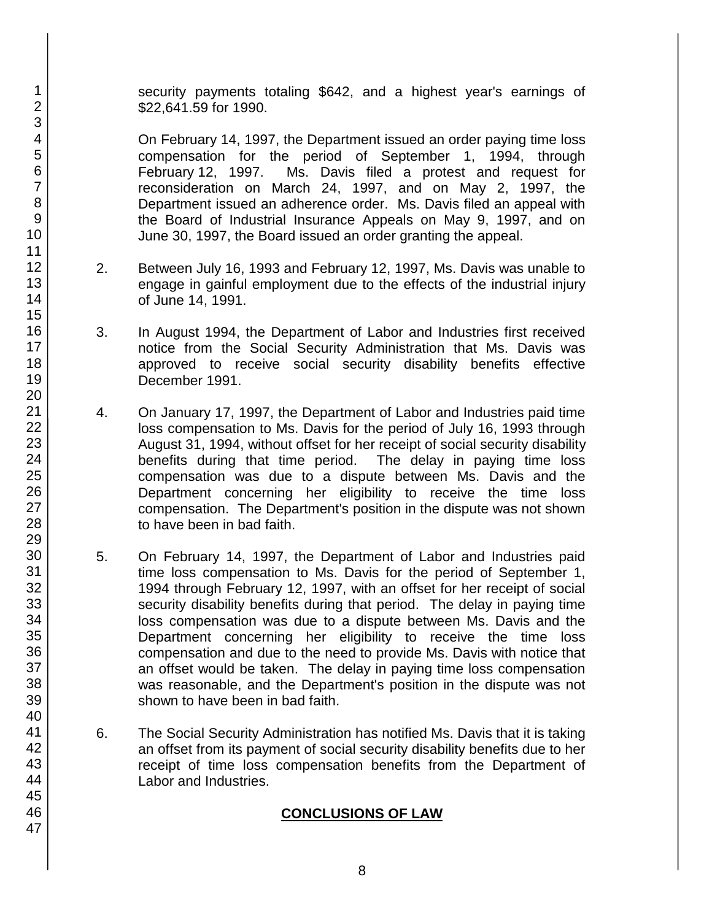security payments totaling $642, and a highest year's earnings of $22,641.59 for 1990.

On February 14, 1997, the Department issued an order paying time loss compensation for the period of September 1, 1994, through February 12, 1997. Ms. Davis filed a protest and request for reconsideration on March 24, 1997, and on May 2, 1997, the Department issued an adherence order. Ms. Davis filed an appeal with the Board of Industrial Insurance Appeals on May 9, 1997, and on June 30, 1997, the Board issued an order granting the appeal.

2. Between July 16, 1993 and February 12, 1997, Ms. Davis was unable to engage in gainful employment due to the effects of the industrial injury of June 14, 1991.

3. In August 1994, the Department of Labor and Industries first received notice from the Social Security Administration that Ms. Davis was approved to receive social security disability benefits effective December 1991.

4. On January 17, 1997, the Department of Labor and Industries paid time loss compensation to Ms. Davis for the period of July 16, 1993 through August 31, 1994, without offset for her receipt of social security disability benefits during that time period. The delay in paying time loss compensation was due to a dispute between Ms. Davis and the Department concerning her eligibility to receive the time loss compensation. The Department's position in the dispute was not shown to have been in bad faith.

5. On February 14, 1997, the Department of Labor and Industries paid time loss compensation to Ms. Davis for the period of September 1, 1994 through February 12, 1997, with an offset for her receipt of social security disability benefits during that period. The delay in paying time loss compensation was due to a dispute between Ms. Davis and the Department concerning her eligibility to receive the time loss compensation and due to the need to provide Ms. Davis with notice that an offset would be taken. The delay in paying time loss compensation was reasonable, and the Department's position in the dispute was not shown to have been in bad faith.

6. The Social Security Administration has notified Ms. Davis that it is taking an offset from its payment of social security disability benefits due to her receipt of time loss compensation benefits from the Department of Labor and Industries.

## CONCLUSIONS OF LAW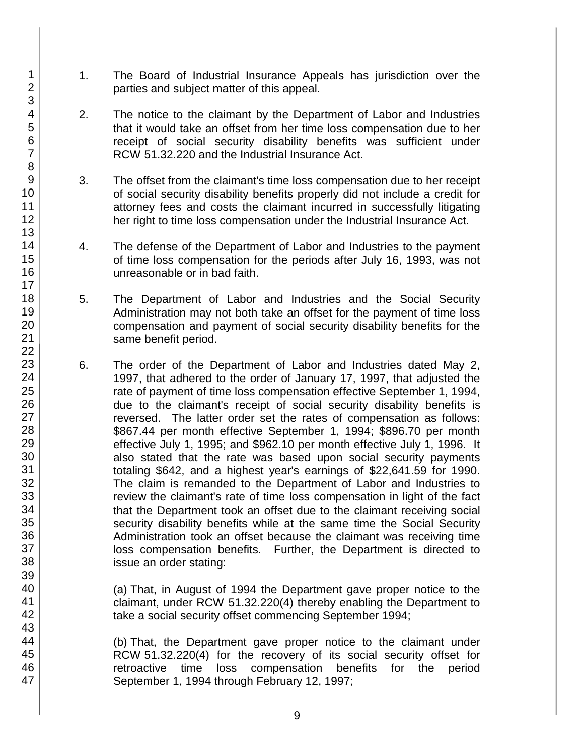1. The Board of Industrial Insurance Appeals has jurisdiction over the parties and subject matter of this appeal.

2. The notice to the claimant by the Department of Labor and Industries that it would take an offset from her time loss compensation due to her receipt of social security disability benefits was sufficient under RCW 51.32.220 and the Industrial Insurance Act.

3. The offset from the claimant's time loss compensation due to her receipt of social security disability benefits properly did not include a credit for attorney fees and costs the claimant incurred in successfully litigating her right to time loss compensation under the Industrial Insurance Act.

4. The defense of the Department of Labor and Industries to the payment of time loss compensation for the periods after July 16, 1993, was not unreasonable or in bad faith.

5. The Department of Labor and Industries and the Social Security Administration may not both take an offset for the payment of time loss compensation and payment of social security disability benefits for the same benefit period.

6. The order of the Department of Labor and Industries dated May 2, 1997, that adhered to the order of January 17, 1997, that adjusted the rate of payment of time loss compensation effective September 1, 1994, due to the claimant's receipt of social security disability benefits is reversed. The latter order set the rates of compensation as follows: $867.44 per month effective September 1, 1994; $896.70 per month effective July 1, 1995; and $962.10 per month effective July 1, 1996. It also stated that the rate was based upon social security payments totaling $642, and a highest year's earnings of $22,641.59 for 1990. The claim is remanded to the Department of Labor and Industries to review the claimant's rate of time loss compensation in light of the fact that the Department took an offset due to the claimant receiving social security disability benefits while at the same time the Social Security Administration took an offset because the claimant was receiving time loss compensation benefits. Further, the Department is directed to issue an order stating:

   (a) That, in August of 1994 the Department gave proper notice to the claimant, under RCW 51.32.220(4) thereby enabling the Department to take a social security offset commencing September 1994;

   (b) That, the Department gave proper notice to the claimant under RCW 51.32.220(4) for the recovery of its social security offset for retroactive time loss compensation benefits for the period September 1, 1994 through February 12, 1997;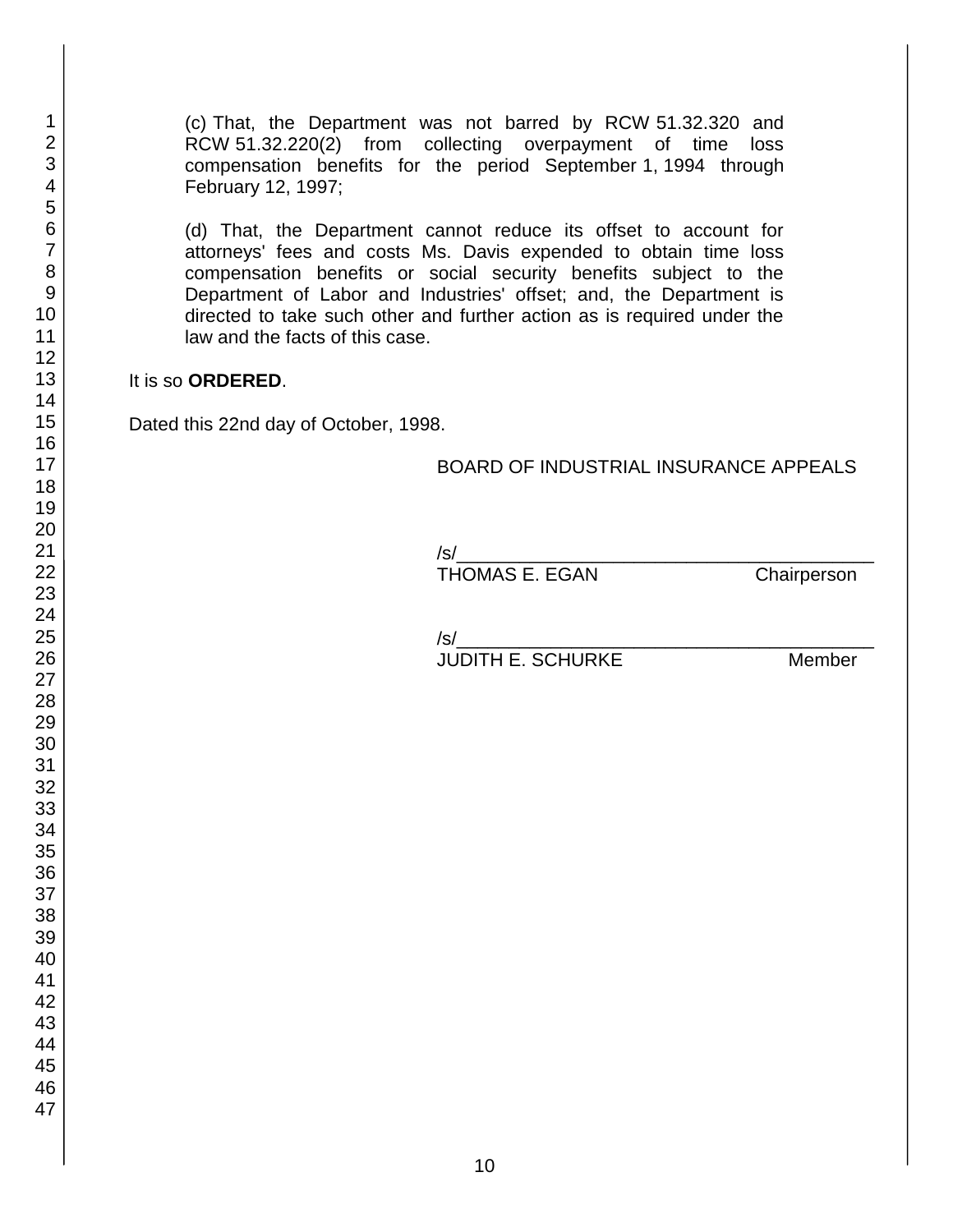(c) That, the Department was not barred by RCW 51.32.320 and RCW 51.32.220(2) from collecting overpayment of time loss compensation benefits for the period September 1, 1994 through February 12, 1997;

(d) That, the Department cannot reduce its offset to account for attorneys' fees and costs Ms. Davis expended to obtain time loss compensation benefits or social security benefits subject to the Department of Labor and Industries' offset; and, the Department is directed to take such other and further action as is required under the law and the facts of this case.

It is so **ORDERED**.

Dated this 22nd day of October, 1998.

BOARD OF INDUSTRIAL INSURANCE APPEALS

/s/
THOMAS E. EGAN Chairperson

/s/
JUDITH E. SCHURKE Member